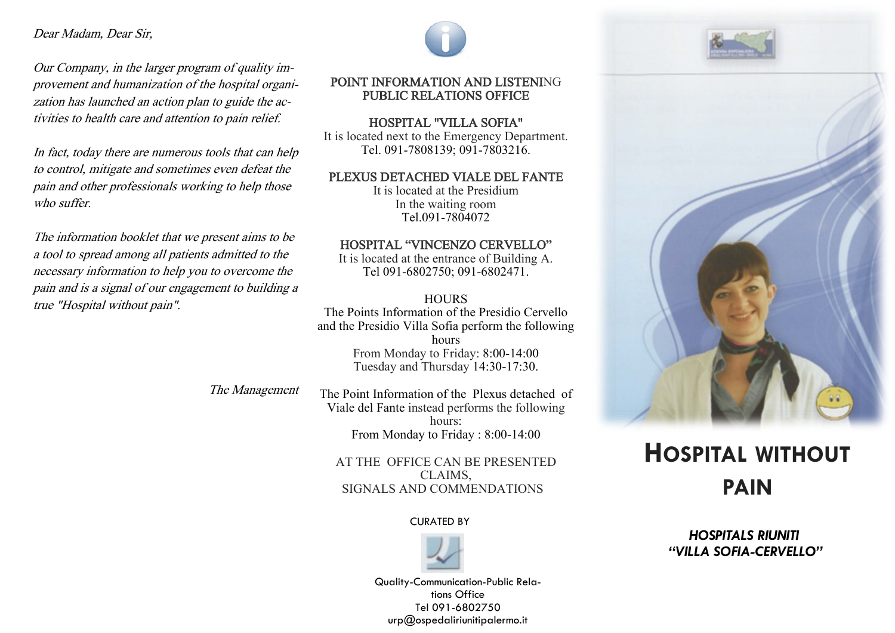*Dear Madam, Dear Sir,*

*Our Company, in the larger program of quality improvement and humanization of the hospital organization has launched an action plan to guide the activities to health care and attention to pain relief.*

*In fact, today there are numerous tools that can help to control, mitigate and sometimes even defeat the pain and other professionals working to help those who suffer.*

*The information booklet that we present aims to be a tool to spread among all patients admitted to the necessary information to help you to overcome the pain and is a signal of our engagement to building a true "Hospital without pain".*

*The Management*

POINT INFORMATION AND LISTENING
PUBLIC RELATIONS OFFICE

HOSPITAL "VILLA SOFIA"
It is located next to the Emergency Department.
Tel. 091-7808139; 091-7803216.

PLEXUS DETACHED VIALE DEL FANTE
It is located at the Presidium
In the waiting room
Tel.091-7804072

HOSPITAL "VINCENZO CERVELLO"
It is located at the entrance of Building A.
Tel 091-6802750; 091-6802471.

HOURS
The Points Information of the Presidio Cervello and the Presidio Villa Sofia perform the following hours
From Monday to Friday: 8:00-14:00
Tuesday and Thursday 14:30-17:30.

The Point Information of the Plexus detached of Viale del Fante instead performs the following hours:
From Monday to Friday : 8:00-14:00

AT THE OFFICE CAN BE PRESENTED CLAIMS,
SIGNALS AND COMMENDATIONS

CURATED BY

Quality-Communication-Public Relations Office
Tel 091-6802750
urp@ospedaliriunitipalermo.it

# HOSPITAL WITHOUT PAIN

***HOSPITALS RIUNITI "VILLA SOFIA-CERVELLO"***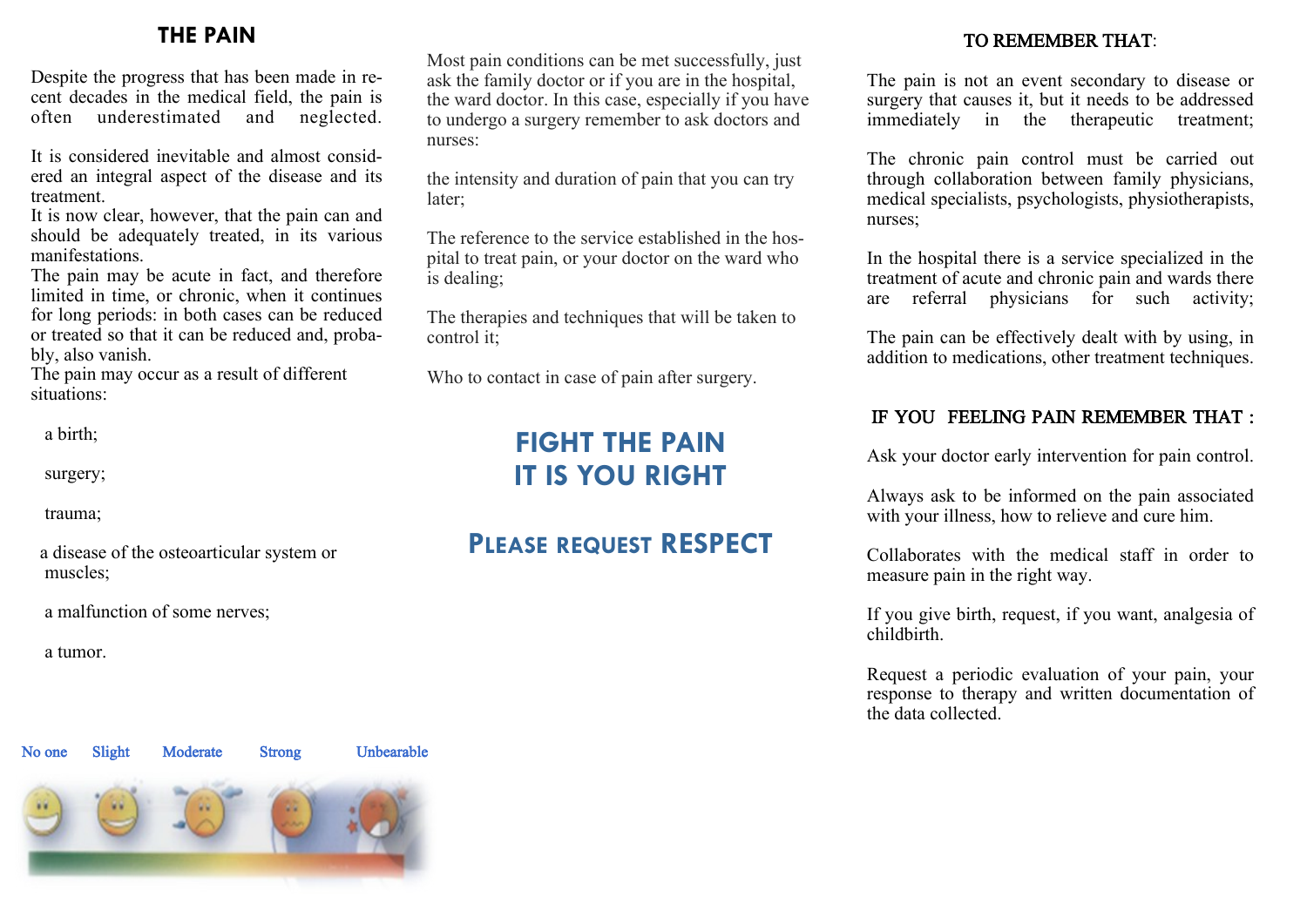## THE PAIN

Despite the progress that has been made in recent decades in the medical field, the pain is often underestimated and neglected.

It is considered inevitable and almost considered an integral aspect of the disease and its treatment.
It is now clear, however, that the pain can and should be adequately treated, in its various manifestations.
The pain may be acute in fact, and therefore limited in time, or chronic, when it continues for long periods: in both cases can be reduced or treated so that it can be reduced and, probably, also vanish.
The pain may occur as a result of different situations:

- a birth;
- surgery;
- trauma;
- a disease of the osteoarticular system or muscles;
- a malfunction of some nerves;
- a tumor.

No one Slight Moderate Strong Unbearable

Most pain conditions can be met successfully, just ask the family doctor or if you are in the hospital, the ward doctor. In this case, especially if you have to undergo a surgery remember to ask doctors and nurses:

the intensity and duration of pain that you can try later;

The reference to the service established in the hospital to treat pain, or your doctor on the ward who is dealing;

The therapies and techniques that will be taken to control it;

Who to contact in case of pain after surgery.

**FIGHT THE PAIN**
**IT IS YOU RIGHT**

**PLEASE REQUEST RESPECT**

### TO REMEMBER THAT:

The pain is not an event secondary to disease or surgery that causes it, but it needs to be addressed immediately in the therapeutic treatment;

The chronic pain control must be carried out through collaboration between family physicians, medical specialists, psychologists, physiotherapists, nurses;

In the hospital there is a service specialized in the treatment of acute and chronic pain and wards there are referral physicians for such activity;

The pain can be effectively dealt with by using, in addition to medications, other treatment techniques.

### IF YOU FEELING PAIN REMEMBER THAT :

Ask your doctor early intervention for pain control.

Always ask to be informed on the pain associated with your illness, how to relieve and cure him.

Collaborates with the medical staff in order to measure pain in the right way.

If you give birth, request, if you want, analgesia of childbirth.

Request a periodic evaluation of your pain, your response to therapy and written documentation of the data collected.